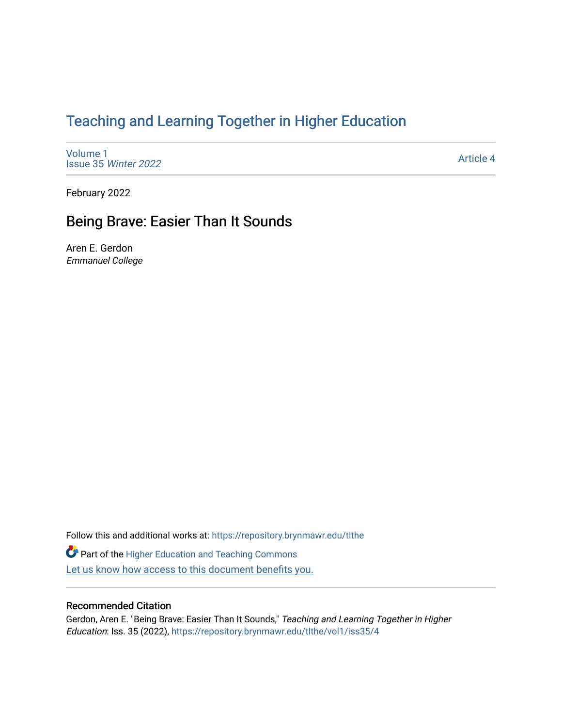# Teaching and Learning Together in Higher Education

Volume 1
Issue 35 *Winter 2022*

Article 4

February 2022

## Being Brave: Easier Than It Sounds

Aren E. Gerdon
*Emmanuel College*

Follow this and additional works at: https://repository.brynmawr.edu/tlthe

Part of the Higher Education and Teaching Commons

Let us know how access to this document benefits you.

### Recommended Citation

Gerdon, Aren E. "Being Brave: Easier Than It Sounds," *Teaching and Learning Together in Higher Education*: Iss. 35 (2022), https://repository.brynmawr.edu/tlthe/vol1/iss35/4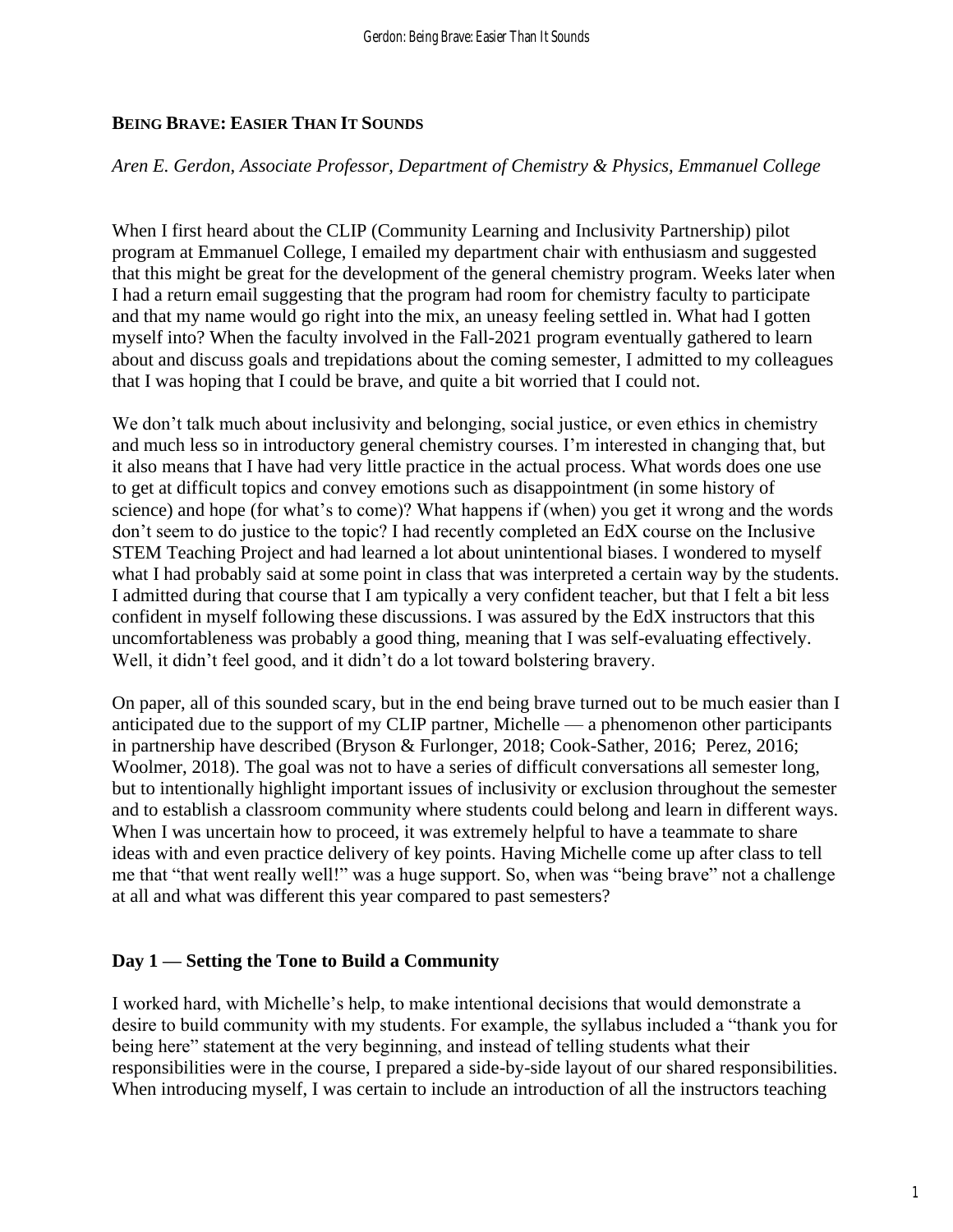## Being Brave: Easier Than It Sounds

*Aren E. Gerdon, Associate Professor, Department of Chemistry & Physics, Emmanuel College*

When I first heard about the CLIP (Community Learning and Inclusivity Partnership) pilot program at Emmanuel College, I emailed my department chair with enthusiasm and suggested that this might be great for the development of the general chemistry program. Weeks later when I had a return email suggesting that the program had room for chemistry faculty to participate and that my name would go right into the mix, an uneasy feeling settled in. What had I gotten myself into? When the faculty involved in the Fall-2021 program eventually gathered to learn about and discuss goals and trepidations about the coming semester, I admitted to my colleagues that I was hoping that I could be brave, and quite a bit worried that I could not.

We don't talk much about inclusivity and belonging, social justice, or even ethics in chemistry and much less so in introductory general chemistry courses. I'm interested in changing that, but it also means that I have had very little practice in the actual process. What words does one use to get at difficult topics and convey emotions such as disappointment (in some history of science) and hope (for what's to come)? What happens if (when) you get it wrong and the words don't seem to do justice to the topic? I had recently completed an EdX course on the Inclusive STEM Teaching Project and had learned a lot about unintentional biases. I wondered to myself what I had probably said at some point in class that was interpreted a certain way by the students. I admitted during that course that I am typically a very confident teacher, but that I felt a bit less confident in myself following these discussions. I was assured by the EdX instructors that this uncomfortableness was probably a good thing, meaning that I was self-evaluating effectively. Well, it didn't feel good, and it didn't do a lot toward bolstering bravery.

On paper, all of this sounded scary, but in the end being brave turned out to be much easier than I anticipated due to the support of my CLIP partner, Michelle — a phenomenon other participants in partnership have described (Bryson & Furlonger, 2018; Cook-Sather, 2016; Perez, 2016; Woolmer, 2018). The goal was not to have a series of difficult conversations all semester long, but to intentionally highlight important issues of inclusivity or exclusion throughout the semester and to establish a classroom community where students could belong and learn in different ways. When I was uncertain how to proceed, it was extremely helpful to have a teammate to share ideas with and even practice delivery of key points. Having Michelle come up after class to tell me that "that went really well!" was a huge support. So, when was "being brave" not a challenge at all and what was different this year compared to past semesters?

### Day 1 — Setting the Tone to Build a Community

I worked hard, with Michelle's help, to make intentional decisions that would demonstrate a desire to build community with my students. For example, the syllabus included a "thank you for being here" statement at the very beginning, and instead of telling students what their responsibilities were in the course, I prepared a side-by-side layout of our shared responsibilities. When introducing myself, I was certain to include an introduction of all the instructors teaching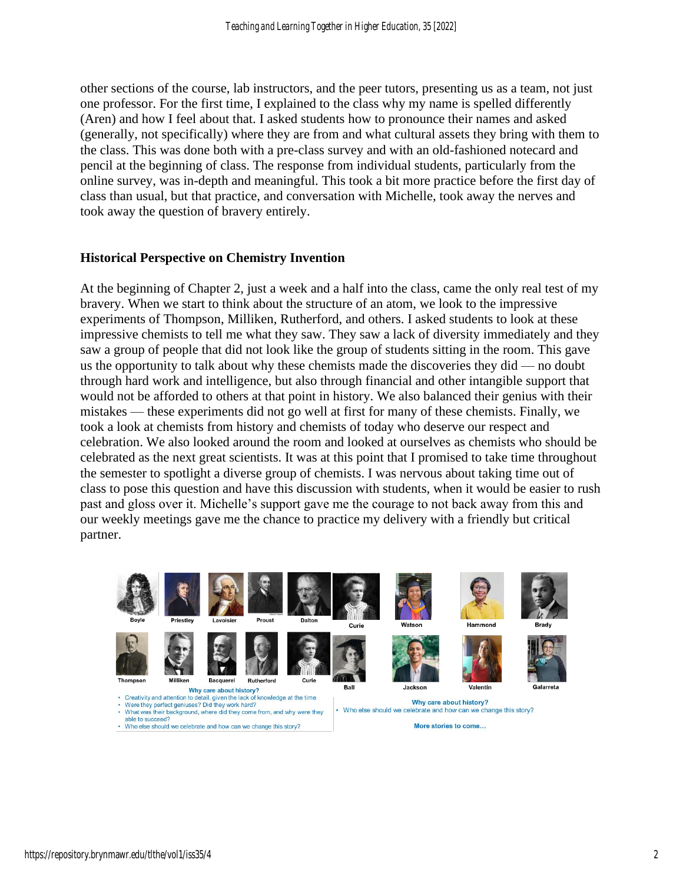other sections of the course, lab instructors, and the peer tutors, presenting us as a team, not just one professor. For the first time, I explained to the class why my name is spelled differently (Aren) and how I feel about that. I asked students how to pronounce their names and asked (generally, not specifically) where they are from and what cultural assets they bring with them to the class. This was done both with a pre-class survey and with an old-fashioned notecard and pencil at the beginning of class. The response from individual students, particularly from the online survey, was in-depth and meaningful. This took a bit more practice before the first day of class than usual, but that practice, and conversation with Michelle, took away the nerves and took away the question of bravery entirely.

## Historical Perspective on Chemistry Invention

At the beginning of Chapter 2, just a week and a half into the class, came the only real test of my bravery. When we start to think about the structure of an atom, we look to the impressive experiments of Thompson, Milliken, Rutherford, and others. I asked students to look at these impressive chemists to tell me what they saw. They saw a lack of diversity immediately and they saw a group of people that did not look like the group of students sitting in the room. This gave us the opportunity to talk about why these chemists made the discoveries they did — no doubt through hard work and intelligence, but also through financial and other intangible support that would not be afforded to others at that point in history. We also balanced their genius with their mistakes — these experiments did not go well at first for many of these chemists. Finally, we took a look at chemists from history and chemists of today who deserve our respect and celebration. We also looked around the room and looked at ourselves as chemists who should be celebrated as the next great scientists. It was at this point that I promised to take time throughout the semester to spotlight a diverse group of chemists. I was nervous about taking time out of class to pose this question and have this discussion with students, when it would be easier to rush past and gloss over it. Michelle's support gave me the courage to not back away from this and our weekly meetings gave me the chance to practice my delivery with a friendly but critical partner.

Boyle, Priestley, Lavoisier, Proust, Dalton, Thompson, Milliken, Bacquerel, Rutherford, Curie

**Why care about history?**

- Creativity and attention to detail, given the lack of knowledge at the time
- Were they perfect geniuses? Did they work hard?
- What was their background, where did they come from, and why were they able to succeed?
- Who else should we celebrate and how can we change this story?

Curie, Watson, Hammond, Brady, Ball, Jackson, Valentín, Galarreta

**Why care about history?**

- Who else should we celebrate and how can we change this story?

**More stories to come…**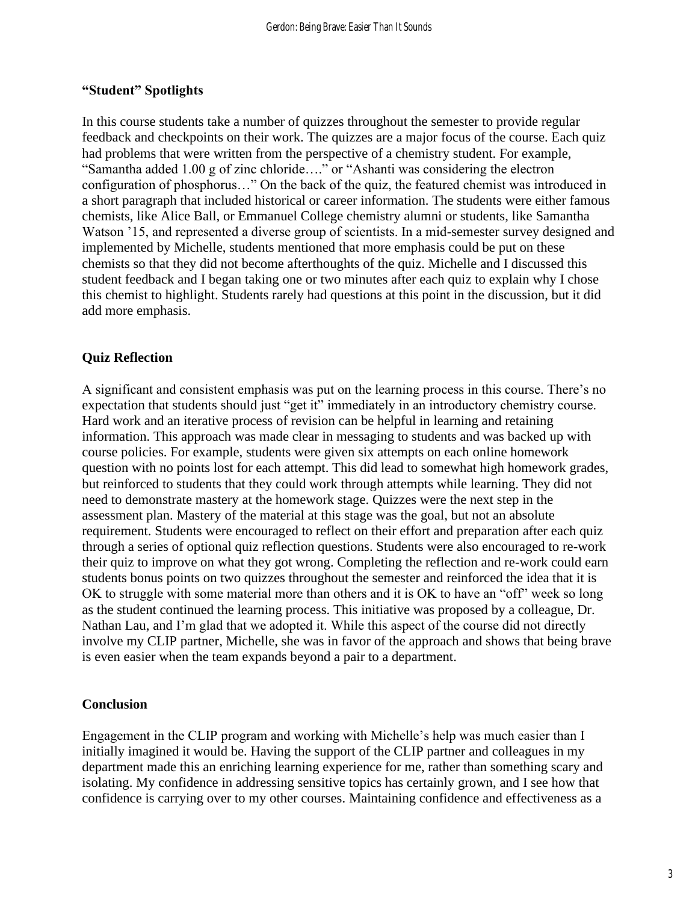## "Student" Spotlights

In this course students take a number of quizzes throughout the semester to provide regular feedback and checkpoints on their work. The quizzes are a major focus of the course. Each quiz had problems that were written from the perspective of a chemistry student. For example, "Samantha added 1.00 g of zinc chloride…." or "Ashanti was considering the electron configuration of phosphorus…" On the back of the quiz, the featured chemist was introduced in a short paragraph that included historical or career information. The students were either famous chemists, like Alice Ball, or Emmanuel College chemistry alumni or students, like Samantha Watson '15, and represented a diverse group of scientists. In a mid-semester survey designed and implemented by Michelle, students mentioned that more emphasis could be put on these chemists so that they did not become afterthoughts of the quiz. Michelle and I discussed this student feedback and I began taking one or two minutes after each quiz to explain why I chose this chemist to highlight. Students rarely had questions at this point in the discussion, but it did add more emphasis.

## Quiz Reflection

A significant and consistent emphasis was put on the learning process in this course. There's no expectation that students should just "get it" immediately in an introductory chemistry course. Hard work and an iterative process of revision can be helpful in learning and retaining information. This approach was made clear in messaging to students and was backed up with course policies. For example, students were given six attempts on each online homework question with no points lost for each attempt. This did lead to somewhat high homework grades, but reinforced to students that they could work through attempts while learning. They did not need to demonstrate mastery at the homework stage. Quizzes were the next step in the assessment plan. Mastery of the material at this stage was the goal, but not an absolute requirement. Students were encouraged to reflect on their effort and preparation after each quiz through a series of optional quiz reflection questions. Students were also encouraged to re-work their quiz to improve on what they got wrong. Completing the reflection and re-work could earn students bonus points on two quizzes throughout the semester and reinforced the idea that it is OK to struggle with some material more than others and it is OK to have an "off" week so long as the student continued the learning process. This initiative was proposed by a colleague, Dr. Nathan Lau, and I'm glad that we adopted it. While this aspect of the course did not directly involve my CLIP partner, Michelle, she was in favor of the approach and shows that being brave is even easier when the team expands beyond a pair to a department.

## Conclusion

Engagement in the CLIP program and working with Michelle's help was much easier than I initially imagined it would be. Having the support of the CLIP partner and colleagues in my department made this an enriching learning experience for me, rather than something scary and isolating. My confidence in addressing sensitive topics has certainly grown, and I see how that confidence is carrying over to my other courses. Maintaining confidence and effectiveness as a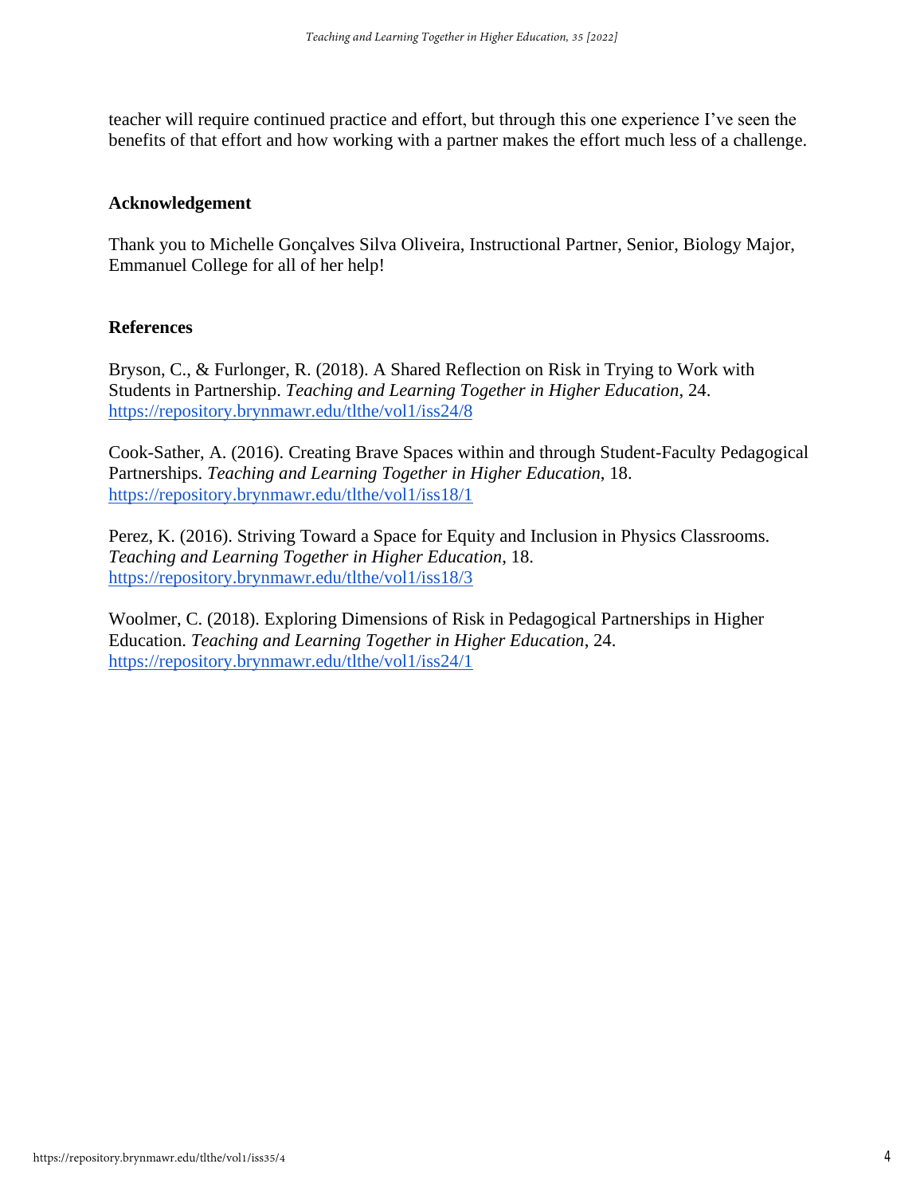teacher will require continued practice and effort, but through this one experience I've seen the benefits of that effort and how working with a partner makes the effort much less of a challenge.

## Acknowledgement

Thank you to Michelle Gonçalves Silva Oliveira, Instructional Partner, Senior, Biology Major, Emmanuel College for all of her help!

## References

Bryson, C., & Furlonger, R. (2018). A Shared Reflection on Risk in Trying to Work with Students in Partnership. *Teaching and Learning Together in Higher Education*, 24. https://repository.brynmawr.edu/tlthe/vol1/iss24/8

Cook-Sather, A. (2016). Creating Brave Spaces within and through Student-Faculty Pedagogical Partnerships. *Teaching and Learning Together in Higher Education*, 18. https://repository.brynmawr.edu/tlthe/vol1/iss18/1

Perez, K. (2016). Striving Toward a Space for Equity and Inclusion in Physics Classrooms. *Teaching and Learning Together in Higher Education*, 18. https://repository.brynmawr.edu/tlthe/vol1/iss18/3

Woolmer, C. (2018). Exploring Dimensions of Risk in Pedagogical Partnerships in Higher Education. *Teaching and Learning Together in Higher Education*, 24. https://repository.brynmawr.edu/tlthe/vol1/iss24/1